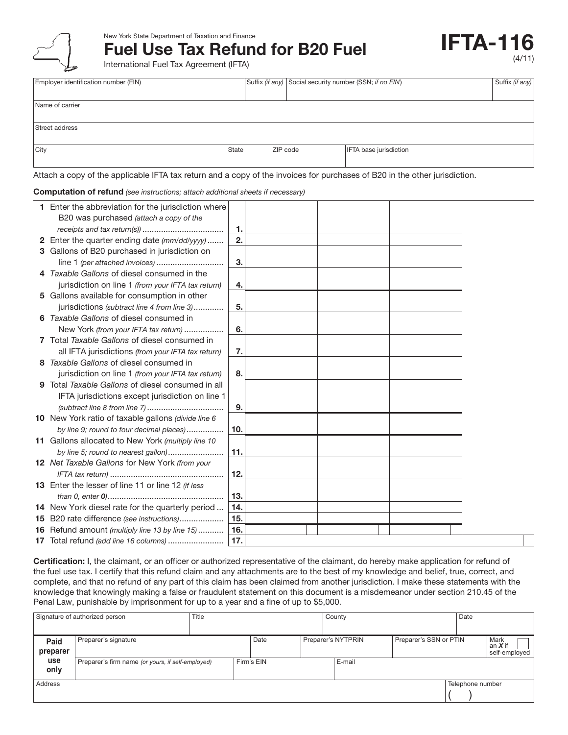New York State Department of Taxation and Finance

# Fuel Use Tax Refund for B20 Fuel

International Fuel Tax Agreement (IFTA)

**IFTA-116**
(4/11)

| | | | |
|---|---|---|---|
| Employer identification number (EIN) | Suffix *(if any)* | Social security number (SSN; *if no EIN*) | Suffix *(if any)* |
| Name of carrier | | | |
| Street address | | | |
| City | State | ZIP code | IFTA base jurisdiction |

Attach a copy of the applicable IFTA tax return and a copy of the invoices for purchases of B20 in the other jurisdiction.

**Computation of refund** *(see instructions; attach additional sheets if necessary)*

| | | | | | |
|---|---|---|---|---|---|
| **1** Enter the abbreviation for the jurisdiction where B20 was purchased *(attach a copy of the receipts and tax return(s))* | **1.** | | | | |
| **2** Enter the quarter ending date *(mm/dd/yyyy)* | **2.** | | | | |
| **3** Gallons of B20 purchased in jurisdiction on line 1 *(per attached invoices)* | **3.** | | | | |
| **4** *Taxable Gallons* of diesel consumed in the jurisdiction on line 1 *(from your IFTA tax return)* | **4.** | | | | |
| **5** Gallons available for consumption in other jurisdictions *(subtract line 4 from line 3)* | **5.** | | | | |
| **6** *Taxable Gallons* of diesel consumed in New York *(from your IFTA tax return)* | **6.** | | | | |
| **7** Total *Taxable Gallons* of diesel consumed in all IFTA jurisdictions *(from your IFTA tax return)* | **7.** | | | | |
| **8** *Taxable Gallons* of diesel consumed in jurisdiction on line 1 *(from your IFTA tax return)* | **8.** | | | | |
| **9** Total *Taxable Gallons* of diesel consumed in all IFTA jurisdictions except jurisdiction on line 1 *(subtract line 8 from line 7)* | **9.** | | | | |
| **10** New York ratio of taxable gallons *(divide line 6 by line 9; round to four decimal places)* | **10.** | | | | |
| **11** Gallons allocated to New York *(multiply line 10 by line 5; round to nearest gallon)* | **11.** | | | | |
| **12** *Net Taxable Gallons* for New York *(from your IFTA tax return)* | **12.** | | | | |
| **13** Enter the lesser of line 11 or line 12 *(if less than 0, enter **0**)* | **13.** | | | | |
| **14** New York diesel rate for the quarterly period | **14.** | | | | |
| **15** B20 rate difference *(see instructions)* | **15.** | | | | |
| **16** Refund amount *(multiply line 13 by line 15)* | **16.** | | | | |
| **17** Total refund *(add line 16 columns)* | **17.** | | | | |

**Certification:** I, the claimant, or an officer or authorized representative of the claimant, do hereby make application for refund of the fuel use tax. I certify that this refund claim and any attachments are to the best of my knowledge and belief, true, correct, and complete, and that no refund of any part of this claim has been claimed from another jurisdiction. I make these statements with the knowledge that knowingly making a false or fraudulent statement on this document is a misdemeanor under section 210.45 of the Penal Law, punishable by imprisonment for up to a year and a fine of up to $5,000.

| | | | |
|---|---|---|---|
| Signature of authorized person | Title | County | Date |

| | | | | | |
|---|---|---|---|---|---|
| **Paid preparer use only** | Preparer's signature | Date | Preparer's NYTPRIN | Preparer's SSN or PTIN | Mark an ***X*** if self-employed ☐ |
| | Preparer's firm name *(or yours, if self-employed)* | Firm's EIN | E-mail | | |
| Address | | | | Telephone number ( ) | |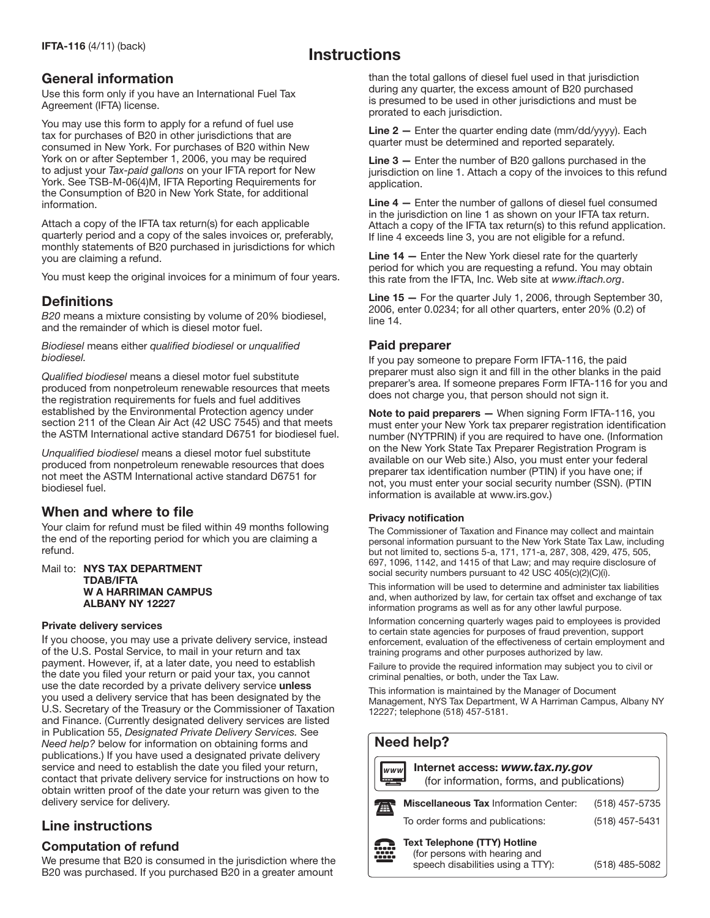# Instructions

## General information

Use this form only if you have an International Fuel Tax Agreement (IFTA) license.

You may use this form to apply for a refund of fuel use tax for purchases of B20 in other jurisdictions that are consumed in New York. For purchases of B20 within New York on or after September 1, 2006, you may be required to adjust your *Tax-paid gallons* on your IFTA report for New York. See TSB-M-06(4)M, IFTA Reporting Requirements for the Consumption of B20 in New York State, for additional information.

Attach a copy of the IFTA tax return(s) for each applicable quarterly period and a copy of the sales invoices or, preferably, monthly statements of B20 purchased in jurisdictions for which you are claiming a refund.

You must keep the original invoices for a minimum of four years.

## Definitions

*B20* means a mixture consisting by volume of 20% biodiesel, and the remainder of which is diesel motor fuel.

*Biodiesel* means either *qualified biodiesel* or *unqualified biodiesel*.

*Qualified biodiesel* means a diesel motor fuel substitute produced from nonpetroleum renewable resources that meets the registration requirements for fuels and fuel additives established by the Environmental Protection agency under section 211 of the Clean Air Act (42 USC 7545) and that meets the ASTM International active standard D6751 for biodiesel fuel.

*Unqualified biodiesel* means a diesel motor fuel substitute produced from nonpetroleum renewable resources that does not meet the ASTM International active standard D6751 for biodiesel fuel.

## When and where to file

Your claim for refund must be filed within 49 months following the end of the reporting period for which you are claiming a refund.

Mail to: **NYS TAX DEPARTMENT**
**TDAB/IFTA**
**W A HARRIMAN CAMPUS**
**ALBANY NY 12227**

#### Private delivery services

If you choose, you may use a private delivery service, instead of the U.S. Postal Service, to mail in your return and tax payment. However, if, at a later date, you need to establish the date you filed your return or paid your tax, you cannot use the date recorded by a private delivery service **unless** you used a delivery service that has been designated by the U.S. Secretary of the Treasury or the Commissioner of Taxation and Finance. (Currently designated delivery services are listed in Publication 55, *Designated Private Delivery Services.* See *Need help?* below for information on obtaining forms and publications.) If you have used a designated private delivery service and need to establish the date you filed your return, contact that private delivery service for instructions on how to obtain written proof of the date your return was given to the delivery service for delivery.

## Line instructions

### Computation of refund

We presume that B20 is consumed in the jurisdiction where the B20 was purchased. If you purchased B20 in a greater amount than the total gallons of diesel fuel used in that jurisdiction during any quarter, the excess amount of B20 purchased is presumed to be used in other jurisdictions and must be prorated to each jurisdiction.

**Line 2 —** Enter the quarter ending date (mm/dd/yyyy). Each quarter must be determined and reported separately.

**Line 3 —** Enter the number of B20 gallons purchased in the jurisdiction on line 1. Attach a copy of the invoices to this refund application.

**Line 4 —** Enter the number of gallons of diesel fuel consumed in the jurisdiction on line 1 as shown on your IFTA tax return. Attach a copy of the IFTA tax return(s) to this refund application. If line 4 exceeds line 3, you are not eligible for a refund.

**Line 14 —** Enter the New York diesel rate for the quarterly period for which you are requesting a refund. You may obtain this rate from the IFTA, Inc. Web site at *www.iftach.org*.

**Line 15 —** For the quarter July 1, 2006, through September 30, 2006, enter 0.0234; for all other quarters, enter 20% (0.2) of line 14.

### Paid preparer

If you pay someone to prepare Form IFTA-116, the paid preparer must also sign it and fill in the other blanks in the paid preparer's area. If someone prepares Form IFTA-116 for you and does not charge you, that person should not sign it.

**Note to paid preparers —** When signing Form IFTA-116, you must enter your New York tax preparer registration identification number (NYTPRIN) if you are required to have one. (Information on the New York State Tax Preparer Registration Program is available on our Web site.) Also, you must enter your federal preparer tax identification number (PTIN) if you have one; if not, you must enter your social security number (SSN). (PTIN information is available at www.irs.gov.)

#### Privacy notification

The Commissioner of Taxation and Finance may collect and maintain personal information pursuant to the New York State Tax Law, including but not limited to, sections 5-a, 171, 171-a, 287, 308, 429, 475, 505, 697, 1096, 1142, and 1415 of that Law; and may require disclosure of social security numbers pursuant to 42 USC 405(c)(2)(C)(i).

This information will be used to determine and administer tax liabilities and, when authorized by law, for certain tax offset and exchange of tax information programs as well as for any other lawful purpose.

Information concerning quarterly wages paid to employees is provided to certain state agencies for purposes of fraud prevention, support enforcement, evaluation of the effectiveness of certain employment and training programs and other purposes authorized by law.

Failure to provide the required information may subject you to civil or criminal penalties, or both, under the Tax Law.

This information is maintained by the Manager of Document Management, NYS Tax Department, W A Harriman Campus, Albany NY 12227; telephone (518) 457-5181.

## Need help?

**Internet access: *www.tax.ny.gov***
(for information, forms, and publications)

**Miscellaneous Tax** Information Center: (518) 457-5735

To order forms and publications: (518) 457-5431

**Text Telephone (TTY) Hotline**
(for persons with hearing and speech disabilities using a TTY): (518) 485-5082